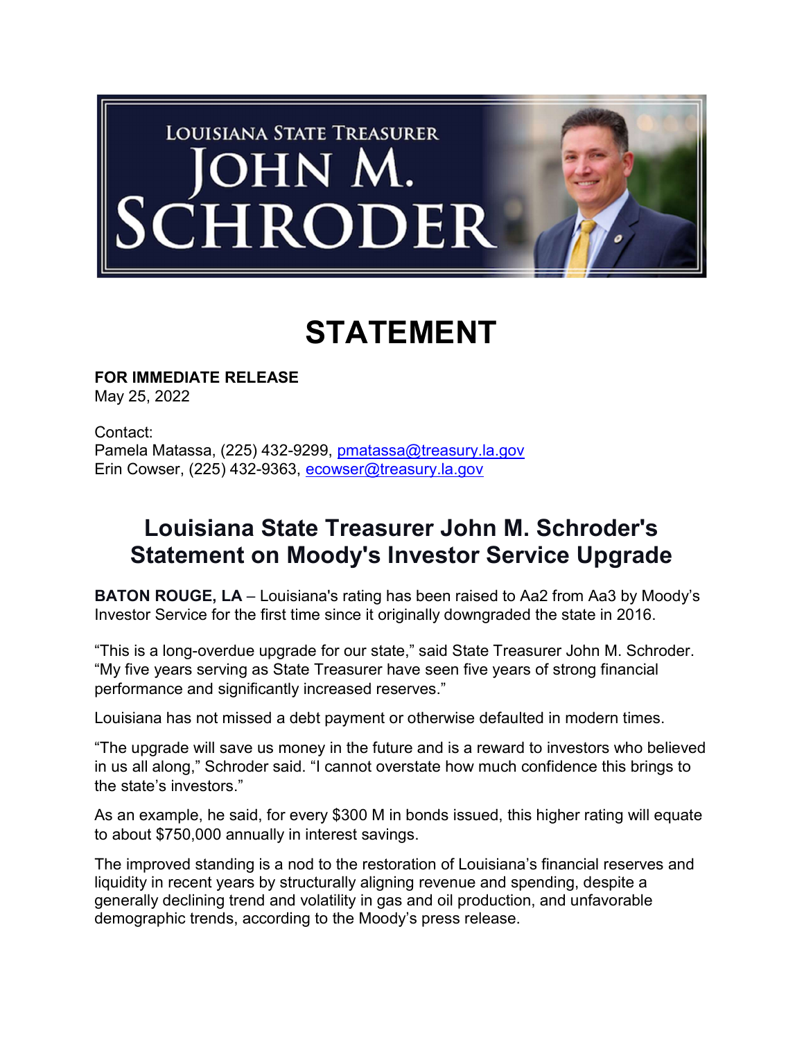LOUISIANA STATE TREASURER JOHN M. SCHRODER

# STATEMENT

**FOR IMMEDIATE RELEASE**
May 25, 2022

Contact:
Pamela Matassa, (225) 432-9299, pmatassa@treasury.la.gov
Erin Cowser, (225) 432-9363, ecowser@treasury.la.gov

## Louisiana State Treasurer John M. Schroder's Statement on Moody's Investor Service Upgrade

**BATON ROUGE, LA** – Louisiana's rating has been raised to Aa2 from Aa3 by Moody's Investor Service for the first time since it originally downgraded the state in 2016.

"This is a long-overdue upgrade for our state," said State Treasurer John M. Schroder. "My five years serving as State Treasurer have seen five years of strong financial performance and significantly increased reserves."

Louisiana has not missed a debt payment or otherwise defaulted in modern times.

"The upgrade will save us money in the future and is a reward to investors who believed in us all along," Schroder said. "I cannot overstate how much confidence this brings to the state's investors."

As an example, he said, for every $300 M in bonds issued, this higher rating will equate to about $750,000 annually in interest savings.

The improved standing is a nod to the restoration of Louisiana's financial reserves and liquidity in recent years by structurally aligning revenue and spending, despite a generally declining trend and volatility in gas and oil production, and unfavorable demographic trends, according to the Moody's press release.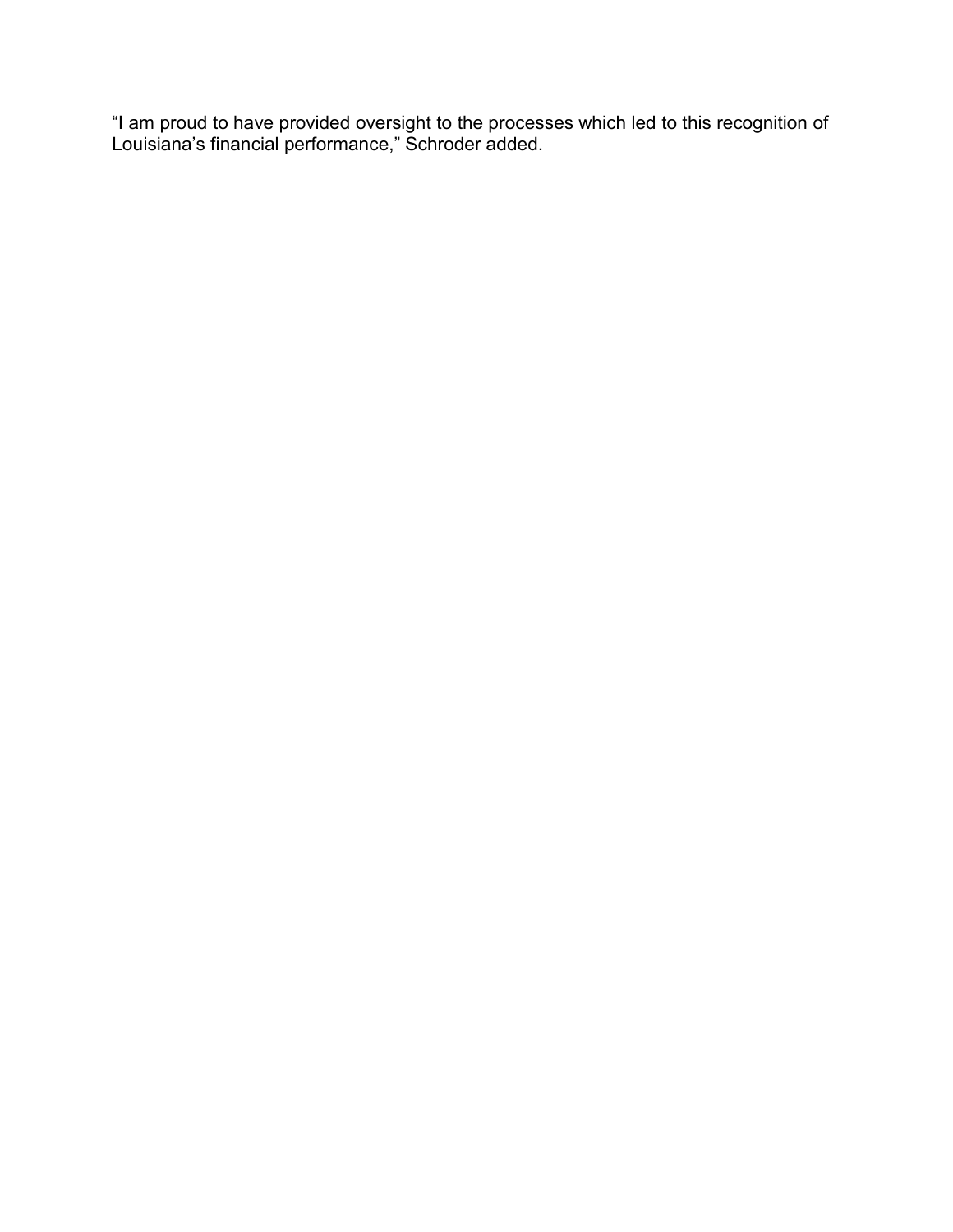"I am proud to have provided oversight to the processes which led to this recognition of Louisiana's financial performance," Schroder added.